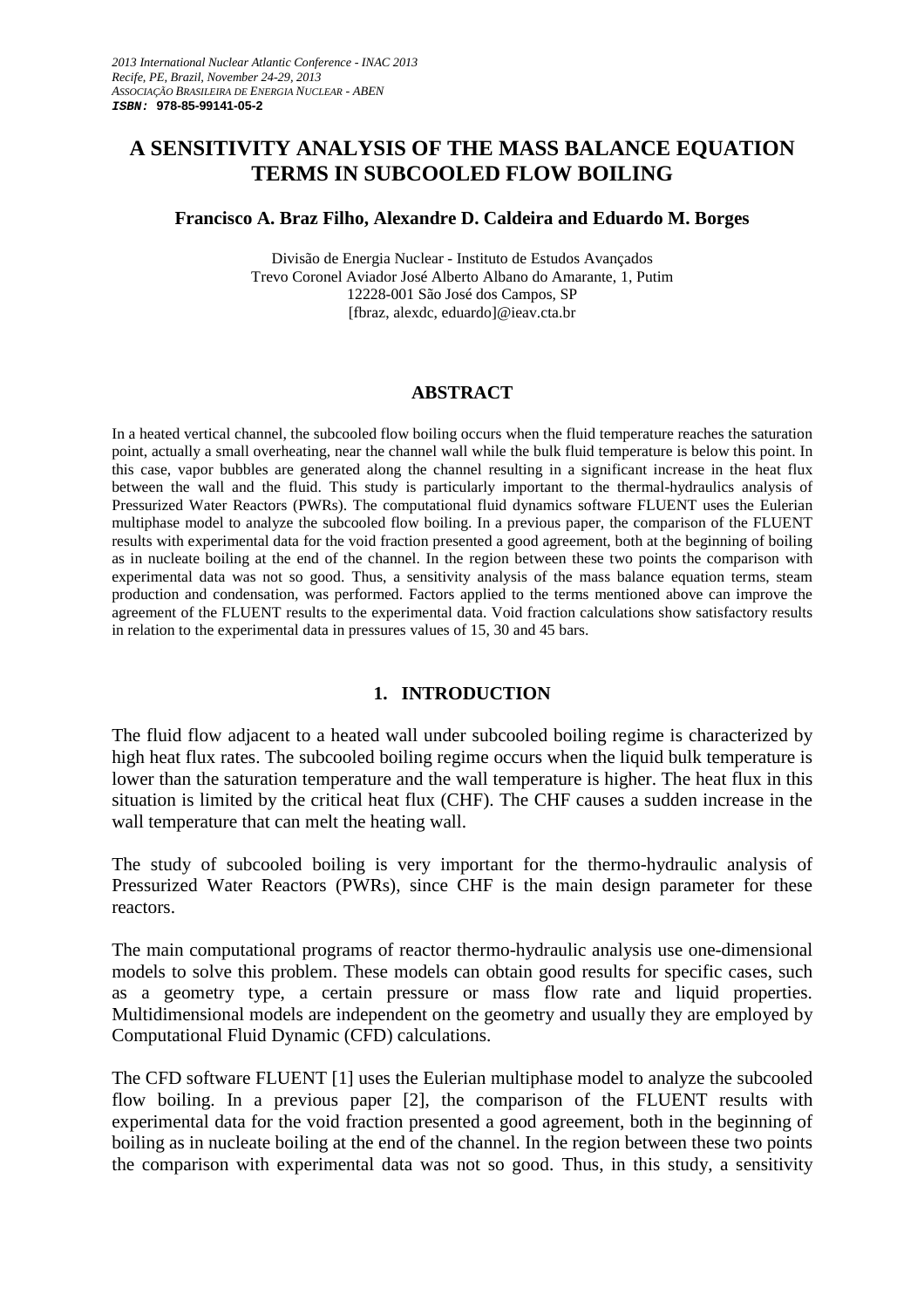2013 International Nuclear Atlantic Conference - INAC 2013
Recife, PE, Brazil, November 24-29, 2013
ASSOCIAÇÃO BRASILEIRA DE ENERGIA NUCLEAR - ABEN
**ISBN: 978-85-99141-05-2**

# A SENSITIVITY ANALYSIS OF THE MASS BALANCE EQUATION TERMS IN SUBCOOLED FLOW BOILING

**Francisco A. Braz Filho, Alexandre D. Caldeira and Eduardo M. Borges**

Divisão de Energia Nuclear - Instituto de Estudos Avançados
Trevo Coronel Aviador José Alberto Albano do Amarante, 1, Putim
12228-001 São José dos Campos, SP
[fbraz, alexdc, eduardo]@ieav.cta.br

## ABSTRACT

In a heated vertical channel, the subcooled flow boiling occurs when the fluid temperature reaches the saturation point, actually a small overheating, near the channel wall while the bulk fluid temperature is below this point. In this case, vapor bubbles are generated along the channel resulting in a significant increase in the heat flux between the wall and the fluid. This study is particularly important to the thermal-hydraulics analysis of Pressurized Water Reactors (PWRs). The computational fluid dynamics software FLUENT uses the Eulerian multiphase model to analyze the subcooled flow boiling. In a previous paper, the comparison of the FLUENT results with experimental data for the void fraction presented a good agreement, both at the beginning of boiling as in nucleate boiling at the end of the channel. In the region between these two points the comparison with experimental data was not so good. Thus, a sensitivity analysis of the mass balance equation terms, steam production and condensation, was performed. Factors applied to the terms mentioned above can improve the agreement of the FLUENT results to the experimental data. Void fraction calculations show satisfactory results in relation to the experimental data in pressures values of 15, 30 and 45 bars.

## 1. INTRODUCTION

The fluid flow adjacent to a heated wall under subcooled boiling regime is characterized by high heat flux rates. The subcooled boiling regime occurs when the liquid bulk temperature is lower than the saturation temperature and the wall temperature is higher. The heat flux in this situation is limited by the critical heat flux (CHF). The CHF causes a sudden increase in the wall temperature that can melt the heating wall.

The study of subcooled boiling is very important for the thermo-hydraulic analysis of Pressurized Water Reactors (PWRs), since CHF is the main design parameter for these reactors.

The main computational programs of reactor thermo-hydraulic analysis use one-dimensional models to solve this problem. These models can obtain good results for specific cases, such as a geometry type, a certain pressure or mass flow rate and liquid properties. Multidimensional models are independent on the geometry and usually they are employed by Computational Fluid Dynamic (CFD) calculations.

The CFD software FLUENT [1] uses the Eulerian multiphase model to analyze the subcooled flow boiling. In a previous paper [2], the comparison of the FLUENT results with experimental data for the void fraction presented a good agreement, both in the beginning of boiling as in nucleate boiling at the end of the channel. In the region between these two points the comparison with experimental data was not so good. Thus, in this study, a sensitivity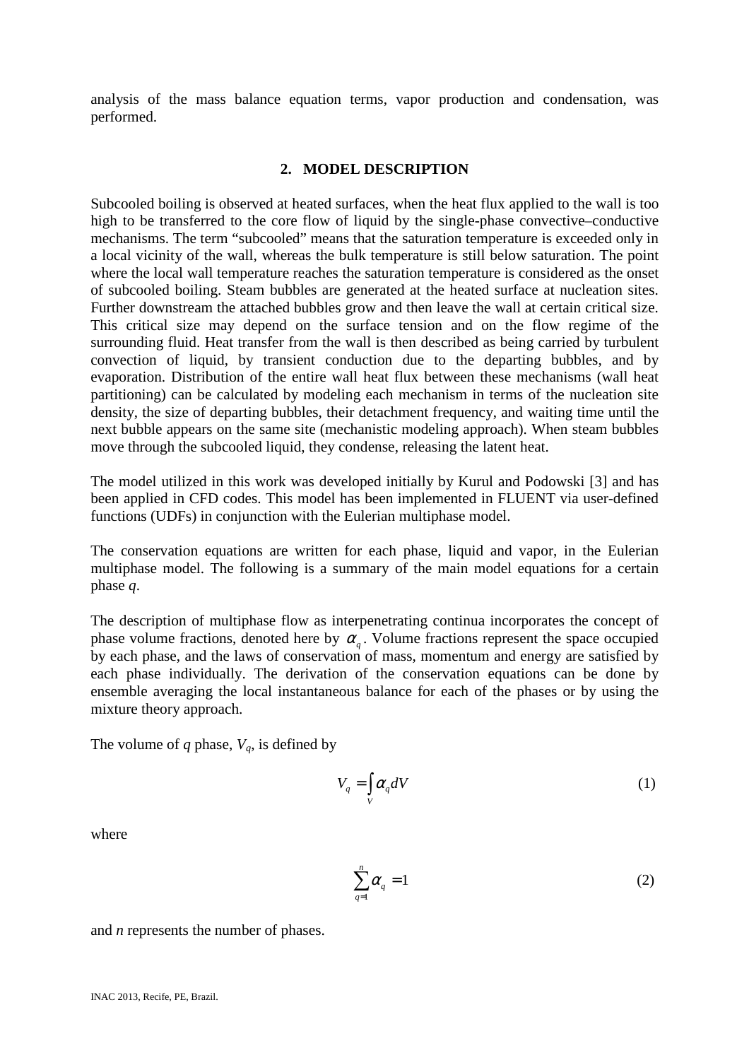analysis of the mass balance equation terms, vapor production and condensation, was performed.

## 2. MODEL DESCRIPTION

Subcooled boiling is observed at heated surfaces, when the heat flux applied to the wall is too high to be transferred to the core flow of liquid by the single-phase convective–conductive mechanisms. The term "subcooled" means that the saturation temperature is exceeded only in a local vicinity of the wall, whereas the bulk temperature is still below saturation. The point where the local wall temperature reaches the saturation temperature is considered as the onset of subcooled boiling. Steam bubbles are generated at the heated surface at nucleation sites. Further downstream the attached bubbles grow and then leave the wall at certain critical size. This critical size may depend on the surface tension and on the flow regime of the surrounding fluid. Heat transfer from the wall is then described as being carried by turbulent convection of liquid, by transient conduction due to the departing bubbles, and by evaporation. Distribution of the entire wall heat flux between these mechanisms (wall heat partitioning) can be calculated by modeling each mechanism in terms of the nucleation site density, the size of departing bubbles, their detachment frequency, and waiting time until the next bubble appears on the same site (mechanistic modeling approach). When steam bubbles move through the subcooled liquid, they condense, releasing the latent heat.

The model utilized in this work was developed initially by Kurul and Podowski [3] and has been applied in CFD codes. This model has been implemented in FLUENT via user-defined functions (UDFs) in conjunction with the Eulerian multiphase model.

The conservation equations are written for each phase, liquid and vapor, in the Eulerian multiphase model. The following is a summary of the main model equations for a certain phase *q*.

The description of multiphase flow as interpenetrating continua incorporates the concept of phase volume fractions, denoted here by $\alpha_q$. Volume fractions represent the space occupied by each phase, and the laws of conservation of mass, momentum and energy are satisfied by each phase individually. The derivation of the conservation equations can be done by ensemble averaging the local instantaneous balance for each of the phases or by using the mixture theory approach.

The volume of *q* phase, $V_q$, is defined by

$$V_q = \int_V \alpha_q dV \tag{1}$$

where

$$\sum_{q=1}^{n} \alpha_q = 1 \tag{2}$$

and *n* represents the number of phases.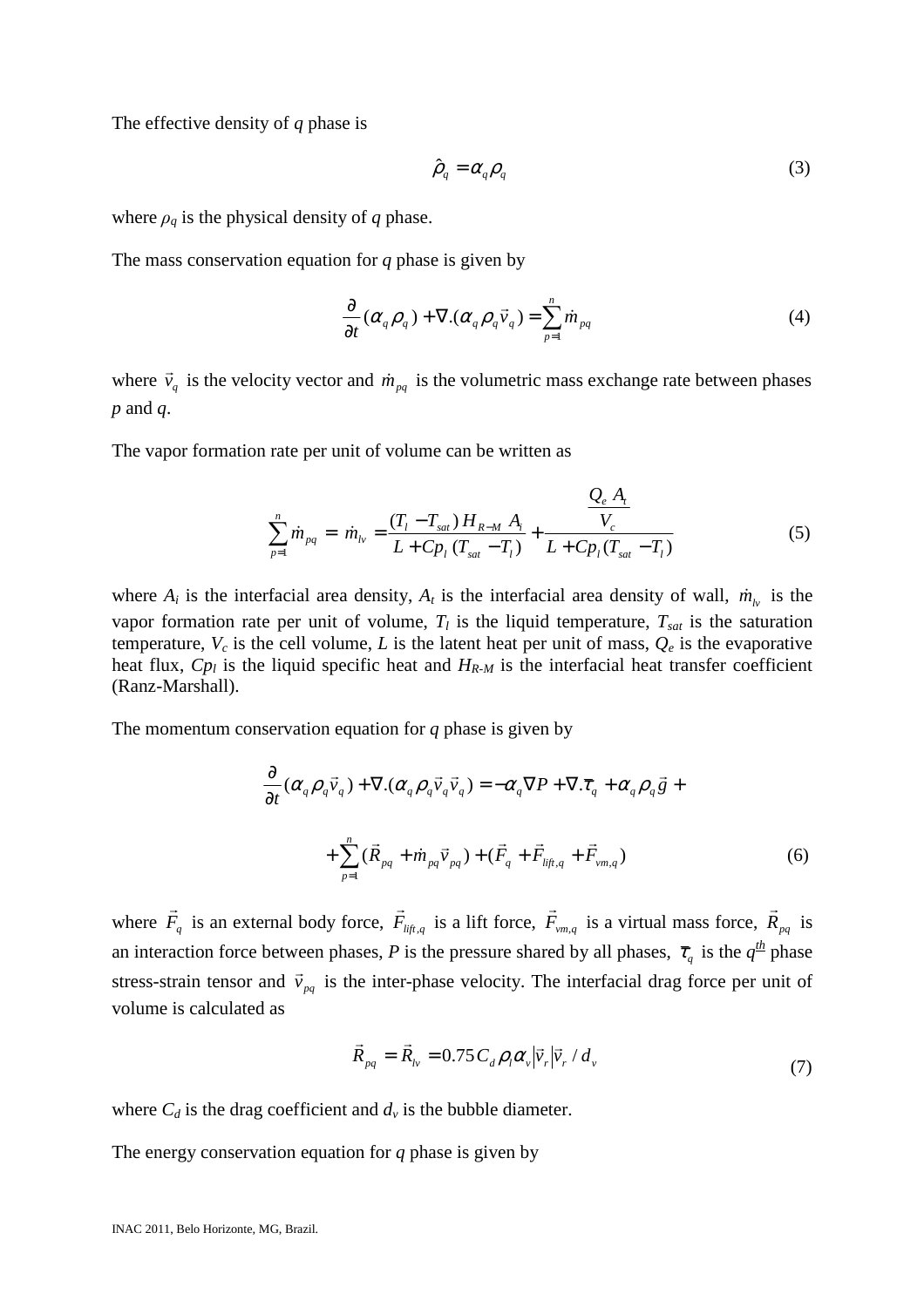The effective density of $q$ phase is

$$\hat{\rho}_q = \alpha_q \rho_q \tag{3}$$

where $\rho_q$ is the physical density of $q$ phase.

The mass conservation equation for $q$ phase is given by

$$\frac{\partial}{\partial t}(\alpha_q \rho_q) + \nabla.(\alpha_q \rho_q \vec{v}_q) = \sum_{p=1}^{n} \dot{m}_{pq} \tag{4}$$

where $\vec{v}_q$ is the velocity vector and $\dot{m}_{pq}$ is the volumetric mass exchange rate between phases $p$ and $q$.

The vapor formation rate per unit of volume can be written as

$$\sum_{p=1}^{n} \dot{m}_{pq} = \dot{m}_{lv} = \frac{(T_l - T_{sat})\, H_{R-M}\, A_i}{L + Cp_l\,(T_{sat} - T_l)} + \frac{\dfrac{Q_e\, A_t}{V_c}}{L + Cp_l\,(T_{sat} - T_l)} \tag{5}$$

where $A_i$ is the interfacial area density, $A_t$ is the interfacial area density of wall, $\dot{m}_{lv}$ is the vapor formation rate per unit of volume, $T_l$ is the liquid temperature, $T_{sat}$ is the saturation temperature, $V_c$ is the cell volume, $L$ is the latent heat per unit of mass, $Q_e$ is the evaporative heat flux, $Cp_l$ is the liquid specific heat and $H_{R\text{-}M}$ is the interfacial heat transfer coefficient (Ranz-Marshall).

The momentum conservation equation for $q$ phase is given by

$$\frac{\partial}{\partial t}(\alpha_q \rho_q \vec{v}_q) + \nabla.(\alpha_q \rho_q \vec{v}_q \vec{v}_q) = -\alpha_q \nabla P + \nabla.\bar{\tau}_q + \alpha_q \rho_q \vec{g} + $$

$$+ \sum_{p=1}^{n} (\vec{R}_{pq} + \dot{m}_{pq} \vec{v}_{pq}) + (\vec{F}_q + \vec{F}_{lift,q} + \vec{F}_{vm,q}) \tag{6}$$

where $\vec{F}_q$ is an external body force, $\vec{F}_{lift,q}$ is a lift force, $\vec{F}_{vm,q}$ is a virtual mass force, $\vec{R}_{pq}$ is an interaction force between phases, $P$ is the pressure shared by all phases, $\bar{\tau}_q$ is the $q^{th}$ phase stress-strain tensor and $\vec{v}_{pq}$ is the inter-phase velocity. The interfacial drag force per unit of volume is calculated as

$$\vec{R}_{pq} = \vec{R}_{lv} = 0.75\, C_d\, \rho_l \alpha_v |\vec{v}_r| \vec{v}_r / d_v \tag{7}$$

where $C_d$ is the drag coefficient and $d_v$ is the bubble diameter.

The energy conservation equation for $q$ phase is given by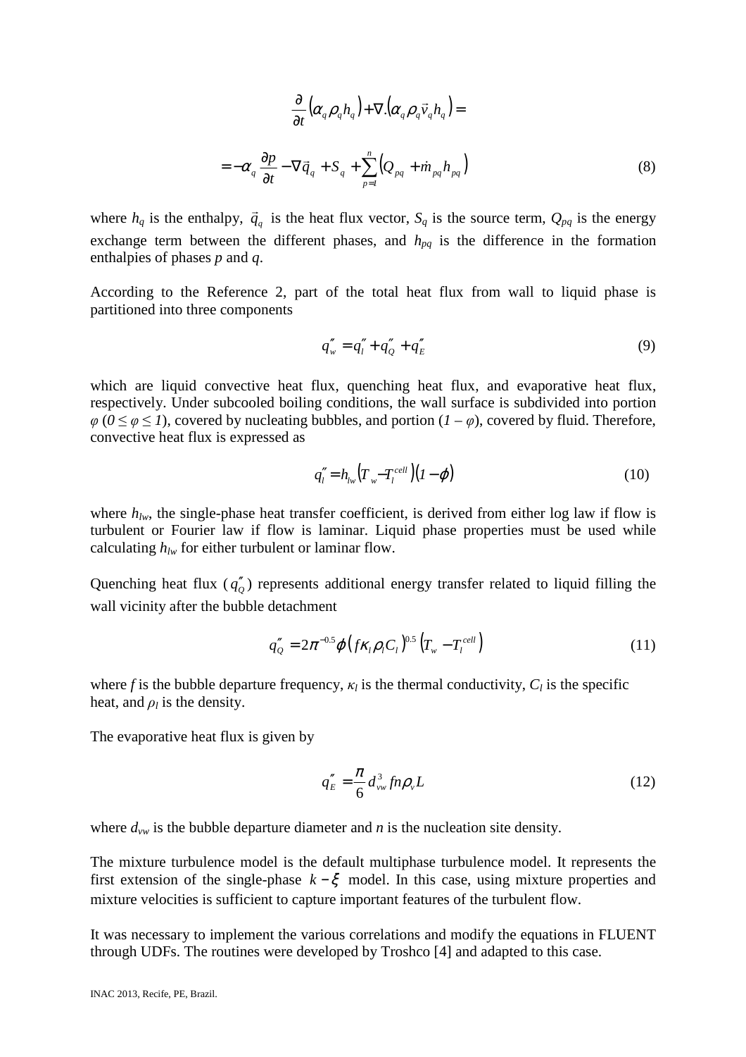$$\frac{\partial}{\partial t}\left(\alpha_q \rho_q h_q\right) + \nabla .\left(\alpha_q \rho_q \vec{v}_q h_q\right) =$$

$$= -\alpha_q \frac{\partial p}{\partial t} - \nabla \vec{q}_q + S_q + \sum_{p=1}^{n}\left(Q_{pq} + \dot{m}_{pq} h_{pq}\right) \tag{8}$$

where $h_q$ is the enthalpy, $\vec{q}_q$ is the heat flux vector, $S_q$ is the source term, $Q_{pq}$ is the energy exchange term between the different phases, and $h_{pq}$ is the difference in the formation enthalpies of phases *p* and *q*.

According to the Reference 2, part of the total heat flux from wall to liquid phase is partitioned into three components

$$q''_w = q''_l + q''_Q + q''_E \tag{9}$$

which are liquid convective heat flux, quenching heat flux, and evaporative heat flux, respectively. Under subcooled boiling conditions, the wall surface is subdivided into portion $\varphi$ ($0 \leq \varphi \leq 1$), covered by nucleating bubbles, and portion ($1 - \varphi$), covered by fluid. Therefore, convective heat flux is expressed as

$$q''_l = h_{lw}\left(T_w - T_l^{cell}\right)\left(1 - \varphi\right) \tag{10}$$

where $h_{lw}$, the single-phase heat transfer coefficient, is derived from either log law if flow is turbulent or Fourier law if flow is laminar. Liquid phase properties must be used while calculating $h_{lw}$ for either turbulent or laminar flow.

Quenching heat flux ($q''_Q$) represents additional energy transfer related to liquid filling the wall vicinity after the bubble detachment

$$q''_Q = 2\pi^{-0.5}\varphi\left(f\kappa_l \rho_l C_l\right)^{0.5}\left(T_w - T_l^{cell}\right) \tag{11}$$

where *f* is the bubble departure frequency, $\kappa_l$ is the thermal conductivity, $C_l$ is the specific heat, and $\rho_l$ is the density.

The evaporative heat flux is given by

$$q''_E = \frac{\pi}{6} d_{vw}^3 f n \rho_v L \tag{12}$$

where $d_{vw}$ is the bubble departure diameter and *n* is the nucleation site density.

The mixture turbulence model is the default multiphase turbulence model. It represents the first extension of the single-phase $k - \xi$ model. In this case, using mixture properties and mixture velocities is sufficient to capture important features of the turbulent flow.

It was necessary to implement the various correlations and modify the equations in FLUENT through UDFs. The routines were developed by Troshco [4] and adapted to this case.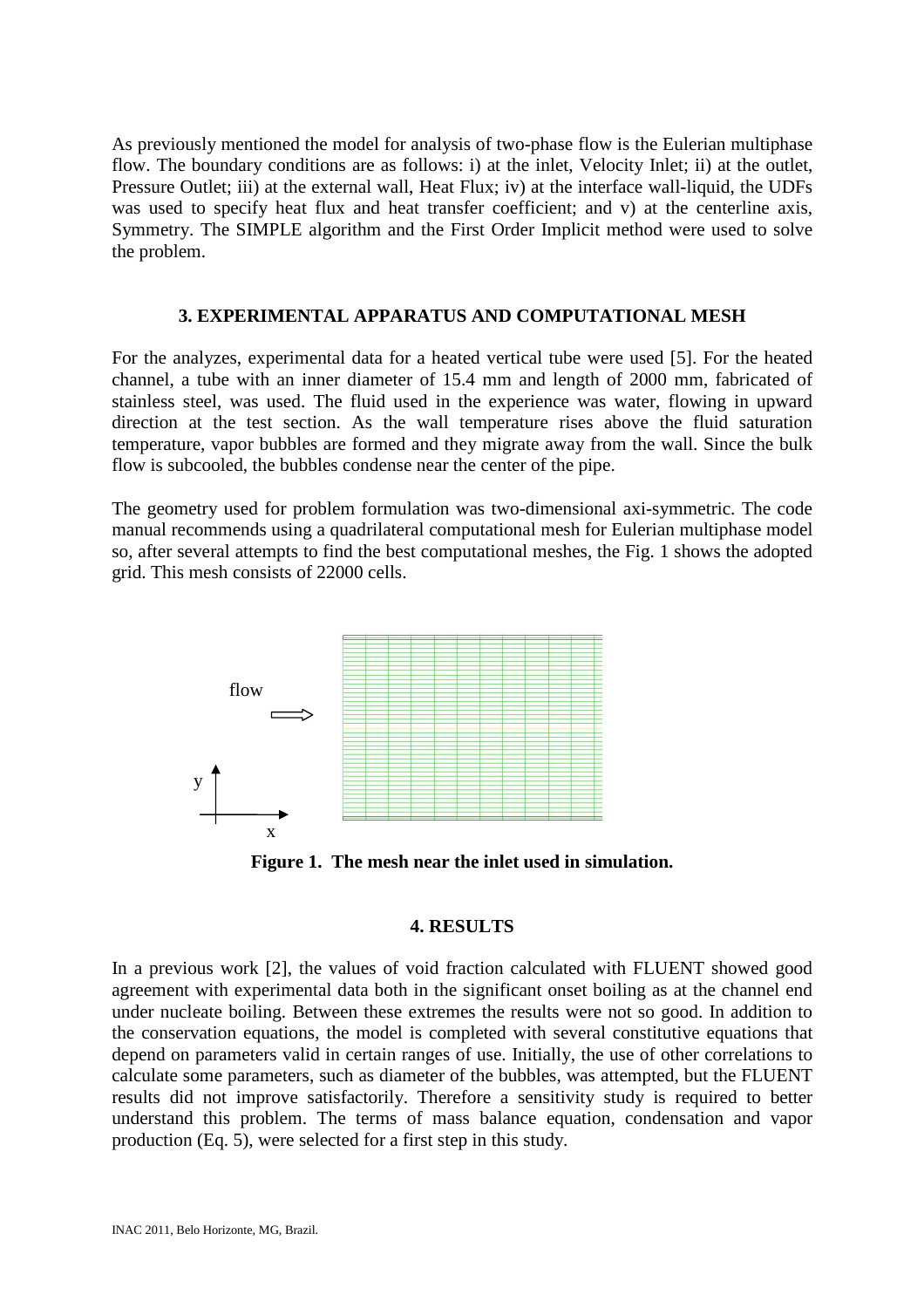As previously mentioned the model for analysis of two-phase flow is the Eulerian multiphase flow. The boundary conditions are as follows: i) at the inlet, Velocity Inlet; ii) at the outlet, Pressure Outlet; iii) at the external wall, Heat Flux; iv) at the interface wall-liquid, the UDFs was used to specify heat flux and heat transfer coefficient; and v) at the centerline axis, Symmetry. The SIMPLE algorithm and the First Order Implicit method were used to solve the problem.

## 3. EXPERIMENTAL APPARATUS AND COMPUTATIONAL MESH

For the analyzes, experimental data for a heated vertical tube were used [5]. For the heated channel, a tube with an inner diameter of 15.4 mm and length of 2000 mm, fabricated of stainless steel, was used. The fluid used in the experience was water, flowing in upward direction at the test section. As the wall temperature rises above the fluid saturation temperature, vapor bubbles are formed and they migrate away from the wall. Since the bulk flow is subcooled, the bubbles condense near the center of the pipe.

The geometry used for problem formulation was two-dimensional axi-symmetric. The code manual recommends using a quadrilateral computational mesh for Eulerian multiphase model so, after several attempts to find the best computational meshes, the Fig. 1 shows the adopted grid. This mesh consists of 22000 cells.

**Figure 1. The mesh near the inlet used in simulation.**

## 4. RESULTS

In a previous work [2], the values of void fraction calculated with FLUENT showed good agreement with experimental data both in the significant onset boiling as at the channel end under nucleate boiling. Between these extremes the results were not so good. In addition to the conservation equations, the model is completed with several constitutive equations that depend on parameters valid in certain ranges of use. Initially, the use of other correlations to calculate some parameters, such as diameter of the bubbles, was attempted, but the FLUENT results did not improve satisfactorily. Therefore a sensitivity study is required to better understand this problem. The terms of mass balance equation, condensation and vapor production (Eq. 5), were selected for a first step in this study.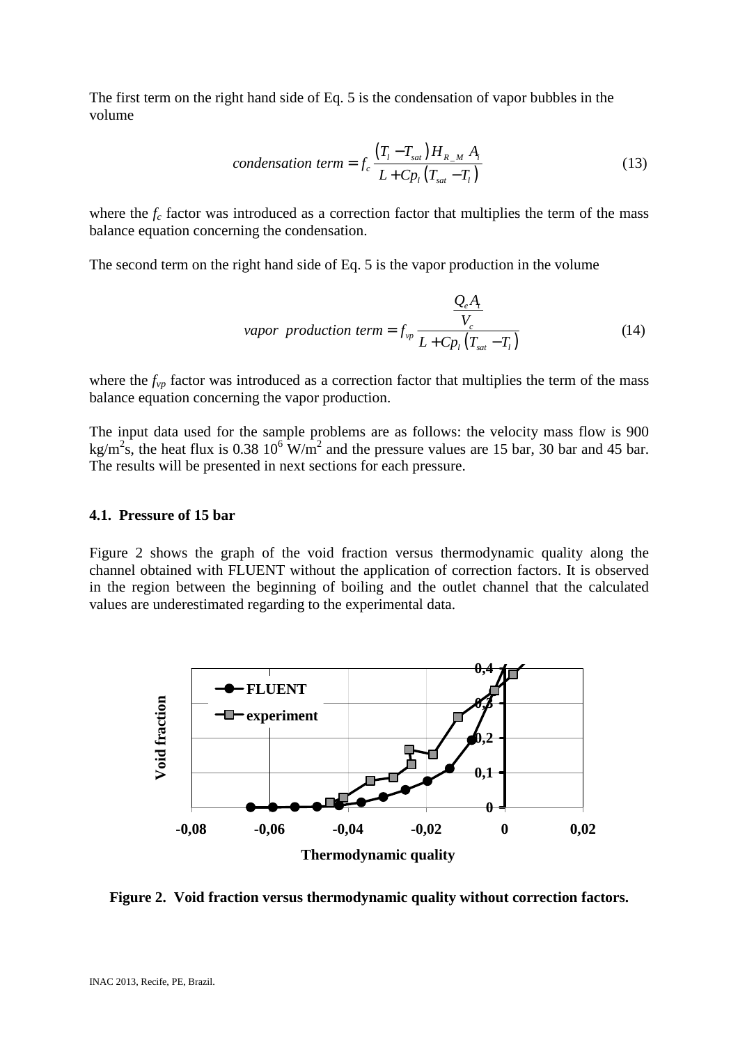The first term on the right hand side of Eq. 5 is the condensation of vapor bubbles in the volume

$$condensation\ term = f_c \frac{(T_l - T_{sat}) H_{R\_M}\ A_i}{L + Cp_l (T_{sat} - T_l)} \tag{13}$$

where the $f_c$ factor was introduced as a correction factor that multiplies the term of the mass balance equation concerning the condensation.

The second term on the right hand side of Eq. 5 is the vapor production in the volume

$$vapor\ \ production\ term = f_{vp} \frac{\frac{Q_e A_t}{V_c}}{L + Cp_l (T_{sat} - T_l)} \tag{14}$$

where the $f_{vp}$ factor was introduced as a correction factor that multiplies the term of the mass balance equation concerning the vapor production.

The input data used for the sample problems are as follows: the velocity mass flow is 900 $kg/m^2s$, the heat flux is 0.38 $10^6$ $W/m^2$ and the pressure values are 15 bar, 30 bar and 45 bar. The results will be presented in next sections for each pressure.

### 4.1. Pressure of 15 bar

Figure 2 shows the graph of the void fraction versus thermodynamic quality along the channel obtained with FLUENT without the application of correction factors. It is observed in the region between the beginning of boiling and the outlet channel that the calculated values are underestimated regarding to the experimental data.

**Figure 2. Void fraction versus thermodynamic quality without correction factors.**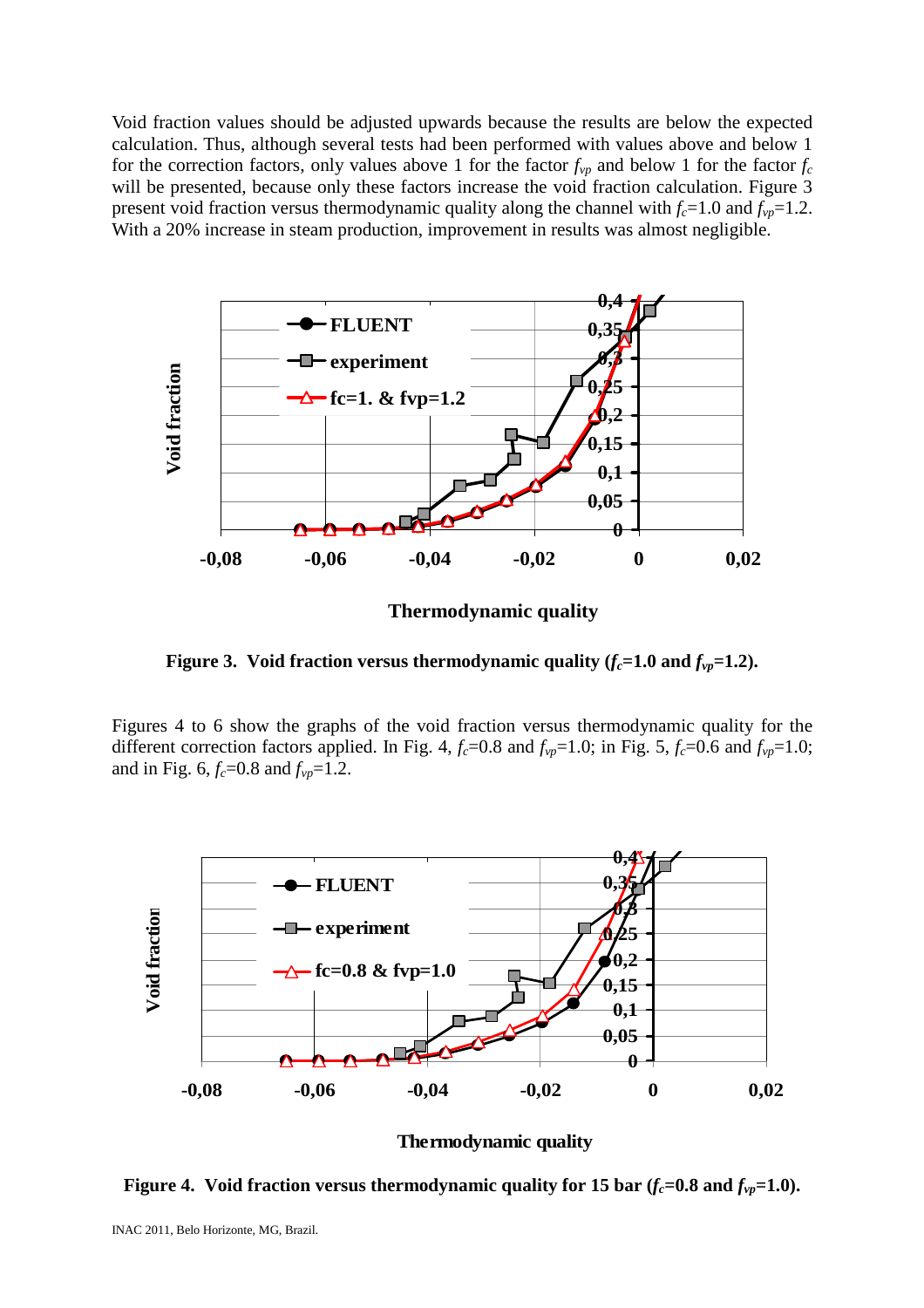Void fraction values should be adjusted upwards because the results are below the expected calculation. Thus, although several tests had been performed with values above and below 1 for the correction factors, only values above 1 for the factor $f_{vp}$ and below 1 for the factor $f_c$ will be presented, because only these factors increase the void fraction calculation. Figure 3 present void fraction versus thermodynamic quality along the channel with $f_c$=1.0 and $f_{vp}$=1.2. With a 20% increase in steam production, improvement in results was almost negligible.

**Figure 3. Void fraction versus thermodynamic quality ($f_c$=1.0 and $f_{vp}$=1.2).**

Figures 4 to 6 show the graphs of the void fraction versus thermodynamic quality for the different correction factors applied. In Fig. 4, $f_c$=0.8 and $f_{vp}$=1.0; in Fig. 5, $f_c$=0.6 and $f_{vp}$=1.0; and in Fig. 6, $f_c$=0.8 and $f_{vp}$=1.2.

**Figure 4. Void fraction versus thermodynamic quality for 15 bar ($f_c$=0.8 and $f_{vp}$=1.0).**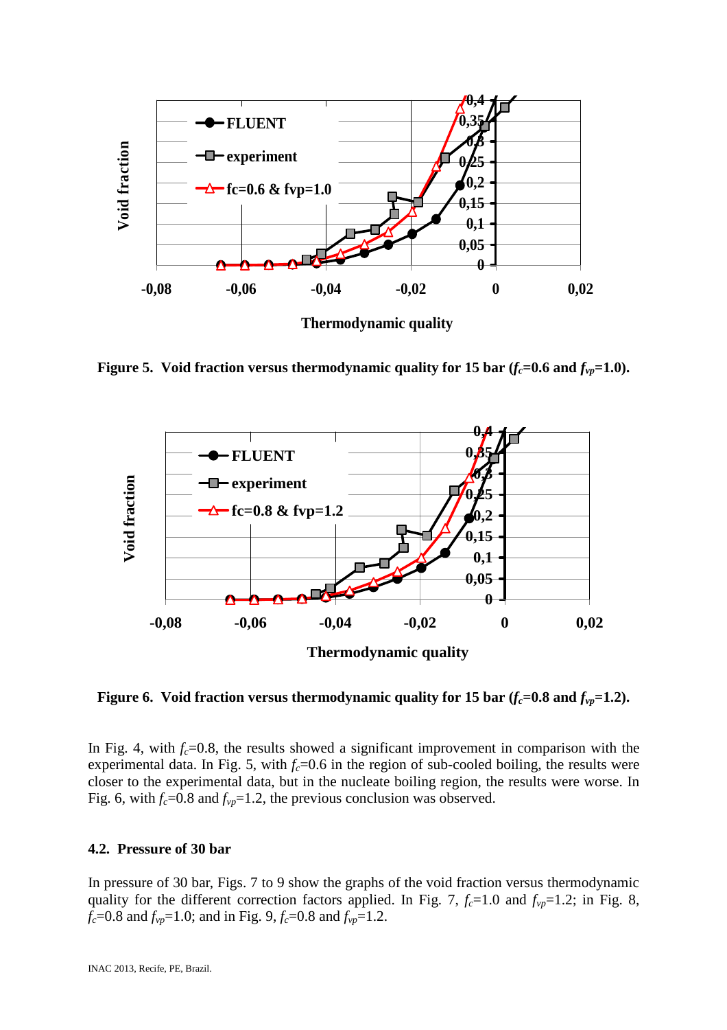**Figure 5. Void fraction versus thermodynamic quality for 15 bar ($f_c$=0.6 and $f_{vp}$=1.0).**

**Figure 6. Void fraction versus thermodynamic quality for 15 bar ($f_c$=0.8 and $f_{vp}$=1.2).**

In Fig. 4, with $f_c$=0.8, the results showed a significant improvement in comparison with the experimental data. In Fig. 5, with $f_c$=0.6 in the region of sub-cooled boiling, the results were closer to the experimental data, but in the nucleate boiling region, the results were worse. In Fig. 6, with $f_c$=0.8 and $f_{vp}$=1.2, the previous conclusion was observed.

### 4.2. Pressure of 30 bar

In pressure of 30 bar, Figs. 7 to 9 show the graphs of the void fraction versus thermodynamic quality for the different correction factors applied. In Fig. 7, $f_c$=1.0 and $f_{vp}$=1.2; in Fig. 8, $f_c$=0.8 and $f_{vp}$=1.0; and in Fig. 9, $f_c$=0.8 and $f_{vp}$=1.2.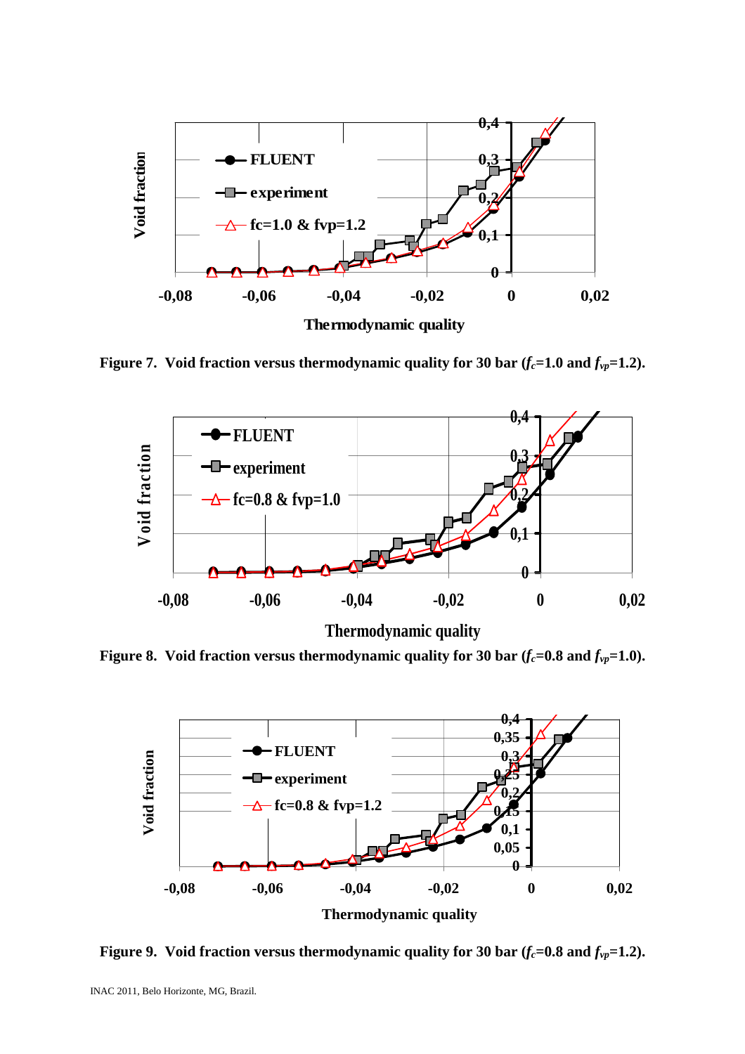**Figure 7. Void fraction versus thermodynamic quality for 30 bar ($f_c$=1.0 and $f_{vp}$=1.2).**

**Figure 8. Void fraction versus thermodynamic quality for 30 bar ($f_c$=0.8 and $f_{vp}$=1.0).**

**Figure 9. Void fraction versus thermodynamic quality for 30 bar ($f_c$=0.8 and $f_{vp}$=1.2).**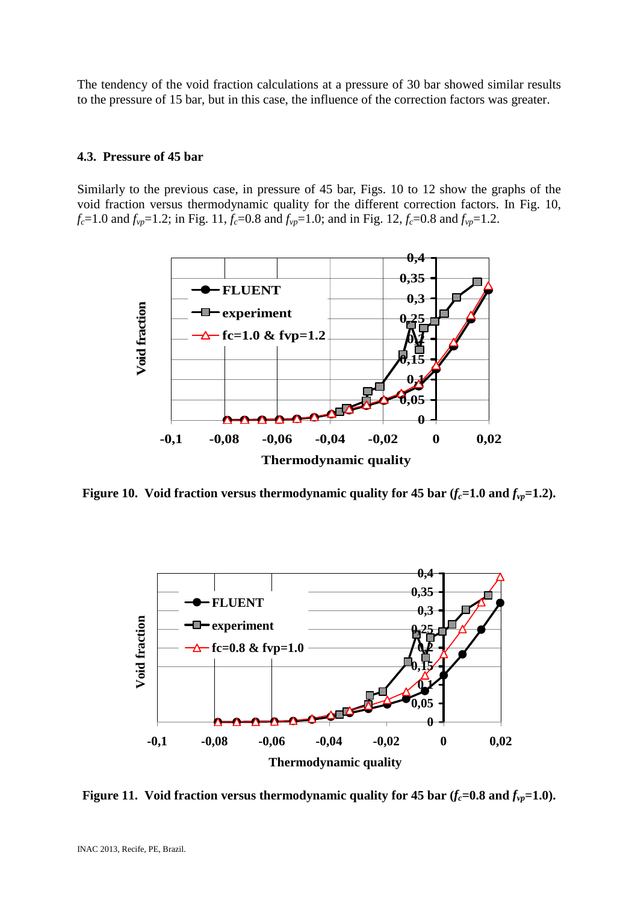The tendency of the void fraction calculations at a pressure of 30 bar showed similar results to the pressure of 15 bar, but in this case, the influence of the correction factors was greater.

### 4.3. Pressure of 45 bar

Similarly to the previous case, in pressure of 45 bar, Figs. 10 to 12 show the graphs of the void fraction versus thermodynamic quality for the different correction factors. In Fig. 10, $f_c$=1.0 and $f_{vp}$=1.2; in Fig. 11, $f_c$=0.8 and $f_{vp}$=1.0; and in Fig. 12, $f_c$=0.8 and $f_{vp}$=1.2.

**Figure 10. Void fraction versus thermodynamic quality for 45 bar ($f_c$=1.0 and $f_{vp}$=1.2).**

**Figure 11. Void fraction versus thermodynamic quality for 45 bar ($f_c$=0.8 and $f_{vp}$=1.0).**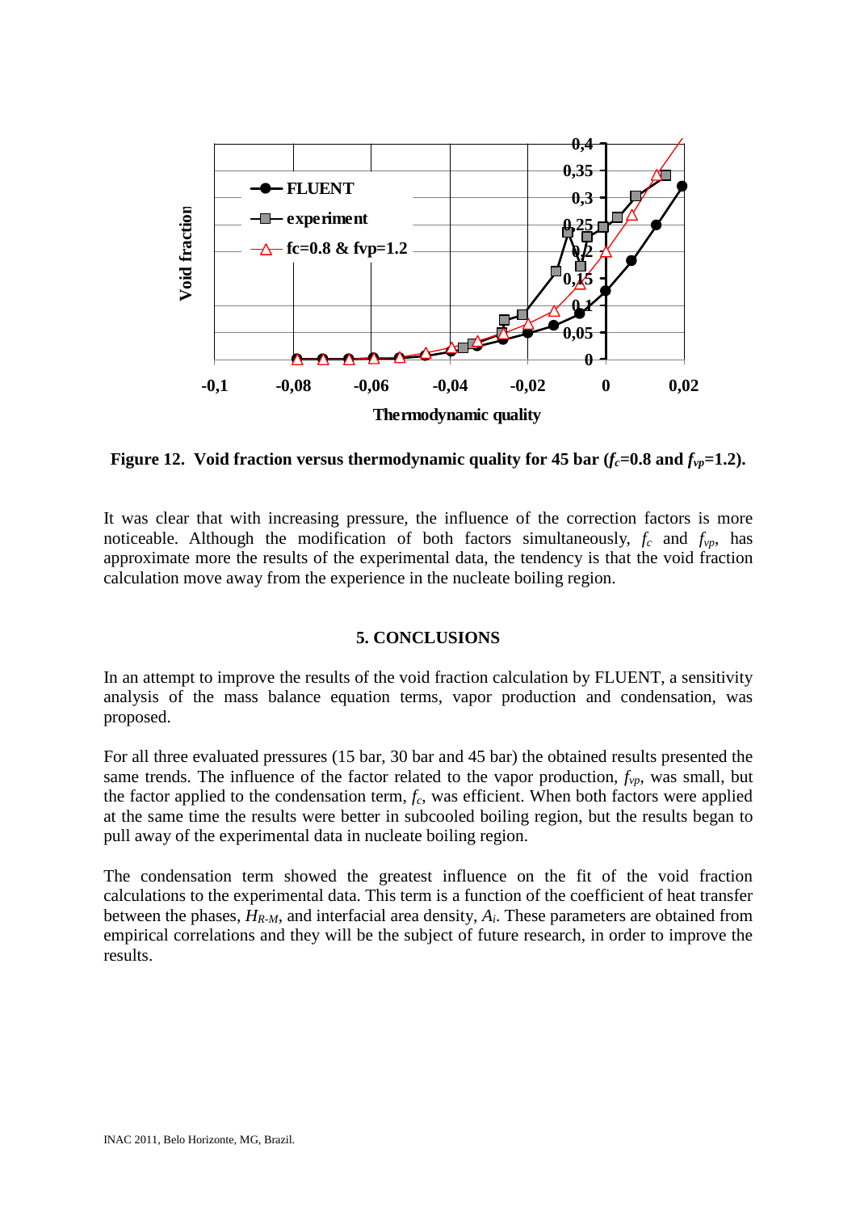**Figure 12. Void fraction versus thermodynamic quality for 45 bar ($f_c$=0.8 and $f_{vp}$=1.2).**

It was clear that with increasing pressure, the influence of the correction factors is more noticeable. Although the modification of both factors simultaneously, $f_c$ and $f_{vp}$, has approximate more the results of the experimental data, the tendency is that the void fraction calculation move away from the experience in the nucleate boiling region.

## 5. CONCLUSIONS

In an attempt to improve the results of the void fraction calculation by FLUENT, a sensitivity analysis of the mass balance equation terms, vapor production and condensation, was proposed.

For all three evaluated pressures (15 bar, 30 bar and 45 bar) the obtained results presented the same trends. The influence of the factor related to the vapor production, $f_{vp}$, was small, but the factor applied to the condensation term, $f_c$, was efficient. When both factors were applied at the same time the results were better in subcooled boiling region, but the results began to pull away of the experimental data in nucleate boiling region.

The condensation term showed the greatest influence on the fit of the void fraction calculations to the experimental data. This term is a function of the coefficient of heat transfer between the phases, $H_{R-M}$, and interfacial area density, $A_i$. These parameters are obtained from empirical correlations and they will be the subject of future research, in order to improve the results.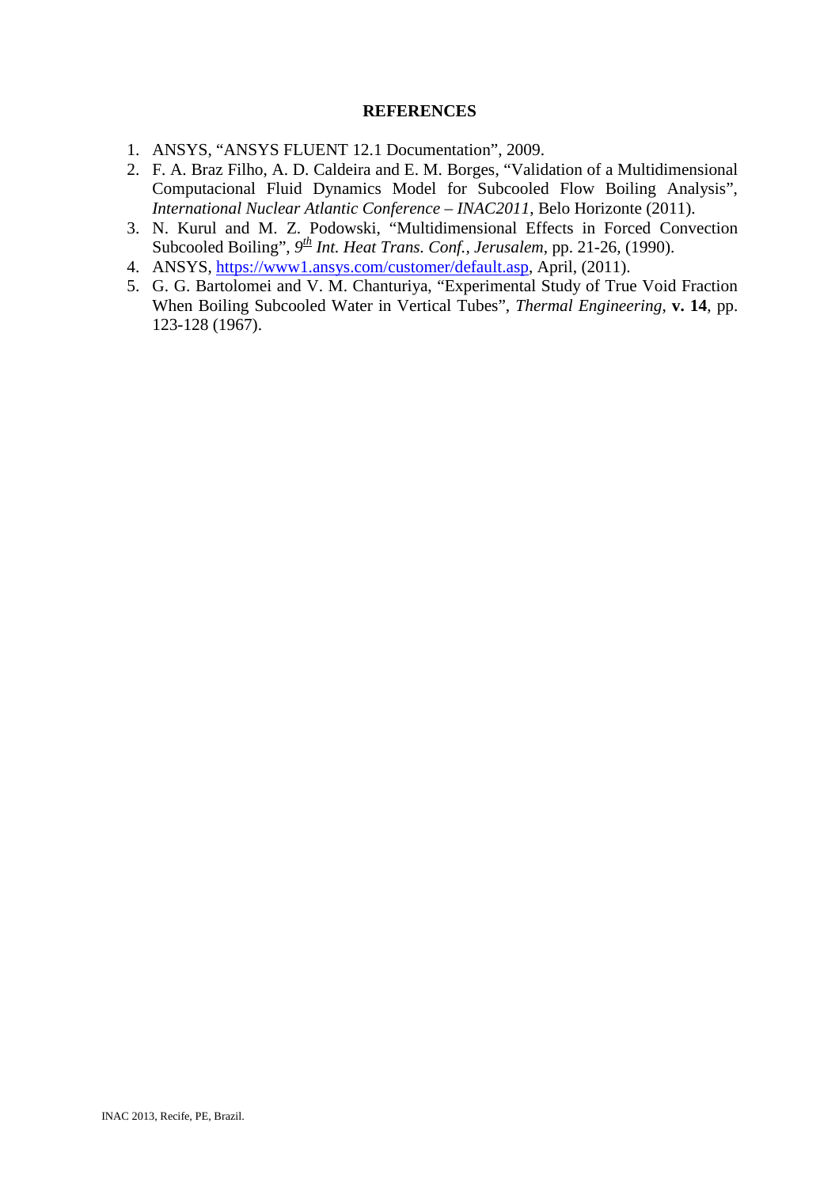## REFERENCES

1. ANSYS, "ANSYS FLUENT 12.1 Documentation", 2009.
2. F. A. Braz Filho, A. D. Caldeira and E. M. Borges, "Validation of a Multidimensional Computacional Fluid Dynamics Model for Subcooled Flow Boiling Analysis", *International Nuclear Atlantic Conference – INAC2011*, Belo Horizonte (2011).
3. N. Kurul and M. Z. Podowski, "Multidimensional Effects in Forced Convection Subcooled Boiling", *9th Int. Heat Trans. Conf., Jerusalem*, pp. 21-26, (1990).
4. ANSYS, https://www1.ansys.com/customer/default.asp, April, (2011).
5. G. G. Bartolomei and V. M. Chanturiya, "Experimental Study of True Void Fraction When Boiling Subcooled Water in Vertical Tubes", *Thermal Engineering*, **v. 14**, pp. 123-128 (1967).